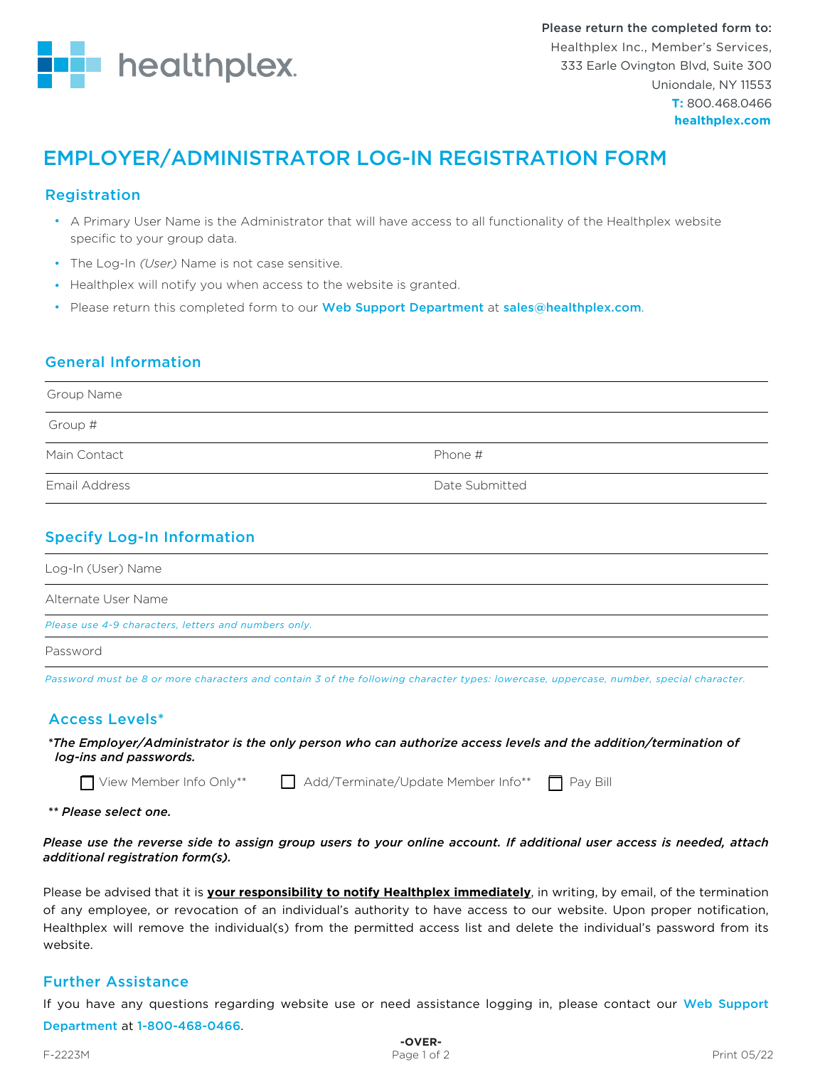healthplex

**Please return the completed form to:**
Healthplex Inc., Member's Services,
333 Earle Ovington Blvd, Suite 300
Uniondale, NY 11553
**T:** 800.468.0466
**healthplex.com**

# EMPLOYER/ADMINISTRATOR LOG-IN REGISTRATION FORM

## Registration

- A Primary User Name is the Administrator that will have access to all functionality of the Healthplex website specific to your group data.
- The Log-In *(User)* Name is not case sensitive.
- Healthplex will notify you when access to the website is granted.
- Please return this completed form to our Web Support Department at sales@healthplex.com.

## General Information

Group Name

Group #

Main Contact | Phone #

Email Address | Date Submitted

## Specify Log-In Information

Log-In (User) Name

Alternate User Name

*Please use 4-9 characters, letters and numbers only.*

Password

*Password must be 8 or more characters and contain 3 of the following character types: lowercase, uppercase, number, special character.*

## Access Levels*

***The Employer/Administrator is the only person who can authorize access levels and the addition/termination of log-ins and passwords.***

☐ View Member Info Only** ☐ Add/Terminate/Update Member Info** ☐ Pay Bill

***\*\* Please select one.***

***Please use the reverse side to assign group users to your online account. If additional user access is needed, attach additional registration form(s).***

Please be advised that it is **your responsibility to notify Healthplex immediately**, in writing, by email, of the termination of any employee, or revocation of an individual's authority to have access to our website. Upon proper notification, Healthplex will remove the individual(s) from the permitted access list and delete the individual's password from its website.

## Further Assistance

If you have any questions regarding website use or need assistance logging in, please contact our Web Support Department at 1-800-468-0466.

**-OVER-**

F-2223M | Print 05/22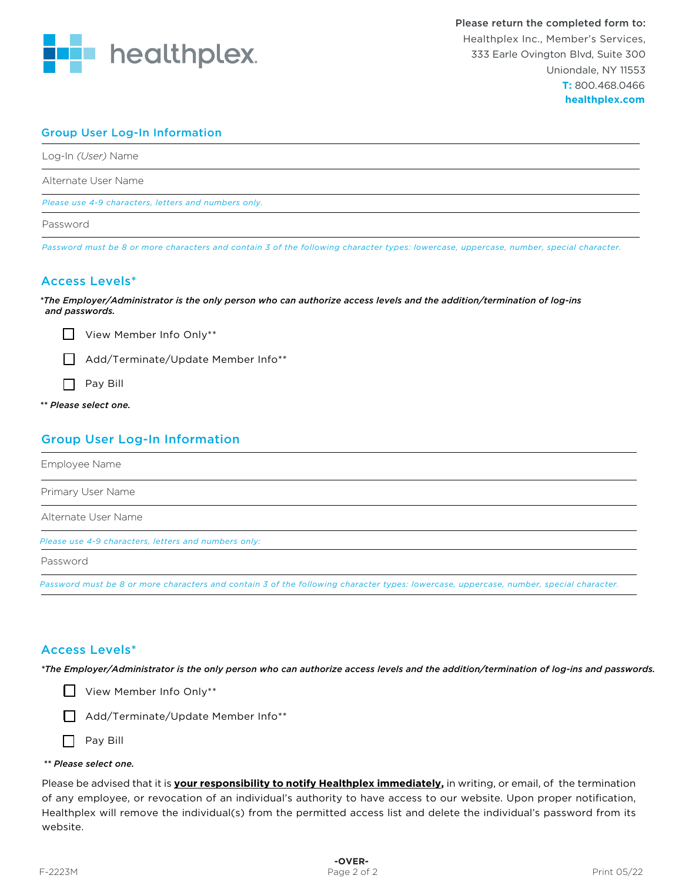**Please return the completed form to:**
Healthplex Inc., Member's Services,
333 Earle Ovington Blvd, Suite 300
Uniondale, NY 11553
**T:** 800.468.0466
**healthplex.com**

## Group User Log-In Information

Log-In *(User)* Name

Alternate User Name

*Please use 4-9 characters, letters and numbers only.*

Password

*Password must be 8 or more characters and contain 3 of the following character types: lowercase, uppercase, number, special character.*

## Access Levels*

***The Employer/Administrator is the only person who can authorize access levels and the addition/termination of log-ins and passwords.***

- ☐ View Member Info Only**
- ☐ Add/Terminate/Update Member Info**
- ☐ Pay Bill

***\*\* Please select one.***

## Group User Log-In Information

Employee Name

Primary User Name

Alternate User Name

*Please use 4-9 characters, letters and numbers only:*

Password

*Password must be 8 or more characters and contain 3 of the following character types: lowercase, uppercase, number, special character.*

## Access Levels*

***The Employer/Administrator is the only person who can authorize access levels and the addition/termination of log-ins and passwords.***

- ☐ View Member Info Only**
- ☐ Add/Terminate/Update Member Info**
- ☐ Pay Bill

***\*\* Please select one.***

Please be advised that it is **your responsibility to notify Healthplex immediately,** in writing, or email, of the termination of any employee, or revocation of an individual's authority to have access to our website. Upon proper notification, Healthplex will remove the individual(s) from the permitted access list and delete the individual's password from its website.

**-OVER-**

F-2223M

Print 05/22